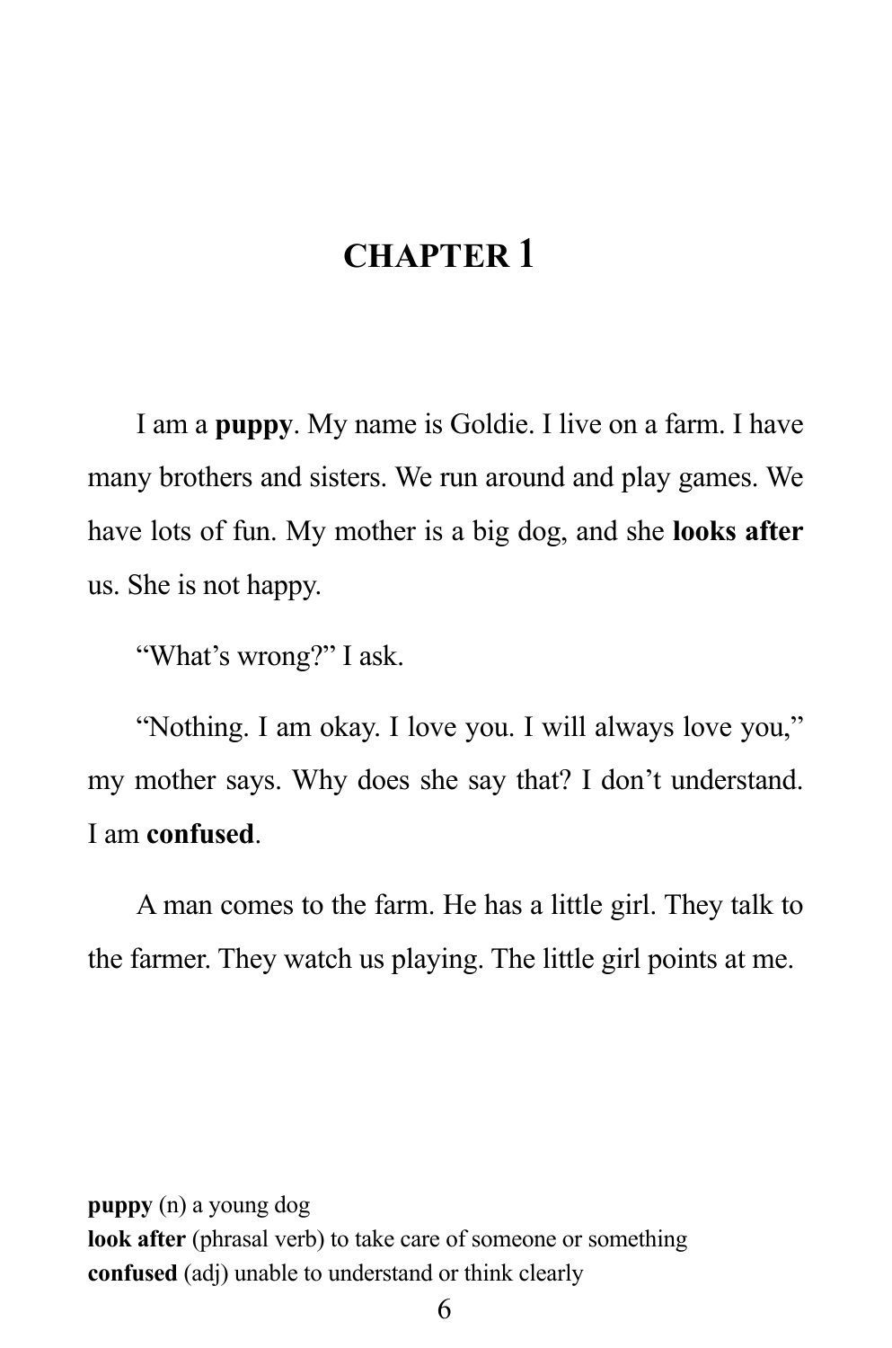# CHAPTER 1

I am a **puppy**. My name is Goldie. I live on a farm. I have many brothers and sisters. We run around and play games. We have lots of fun. My mother is a big dog, and she **looks after** us. She is not happy.

"What's wrong?" I ask.

"Nothing. I am okay. I love you. I will always love you," my mother says. Why does she say that? I don't understand. I am **confused**.

A man comes to the farm. He has a little girl. They talk to the farmer. They watch us playing. The little girl points at me.

**puppy** (n) a young dog  
**look after** (phrasal verb) to take care of someone or something  
**confused** (adj) unable to understand or think clearly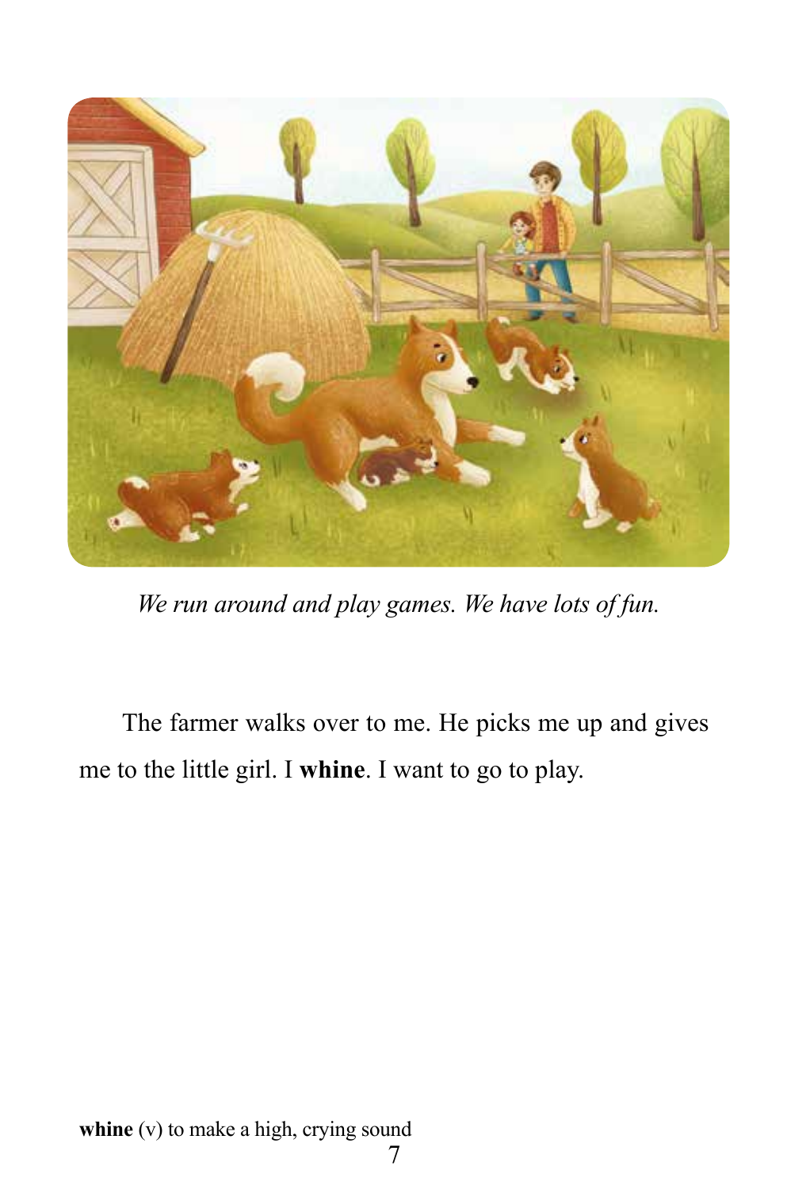*We run around and play games. We have lots of fun.*

The farmer walks over to me. He picks me up and gives me to the little girl. I **whine**. I want to go to play.

**whine** (v) to make a high, crying sound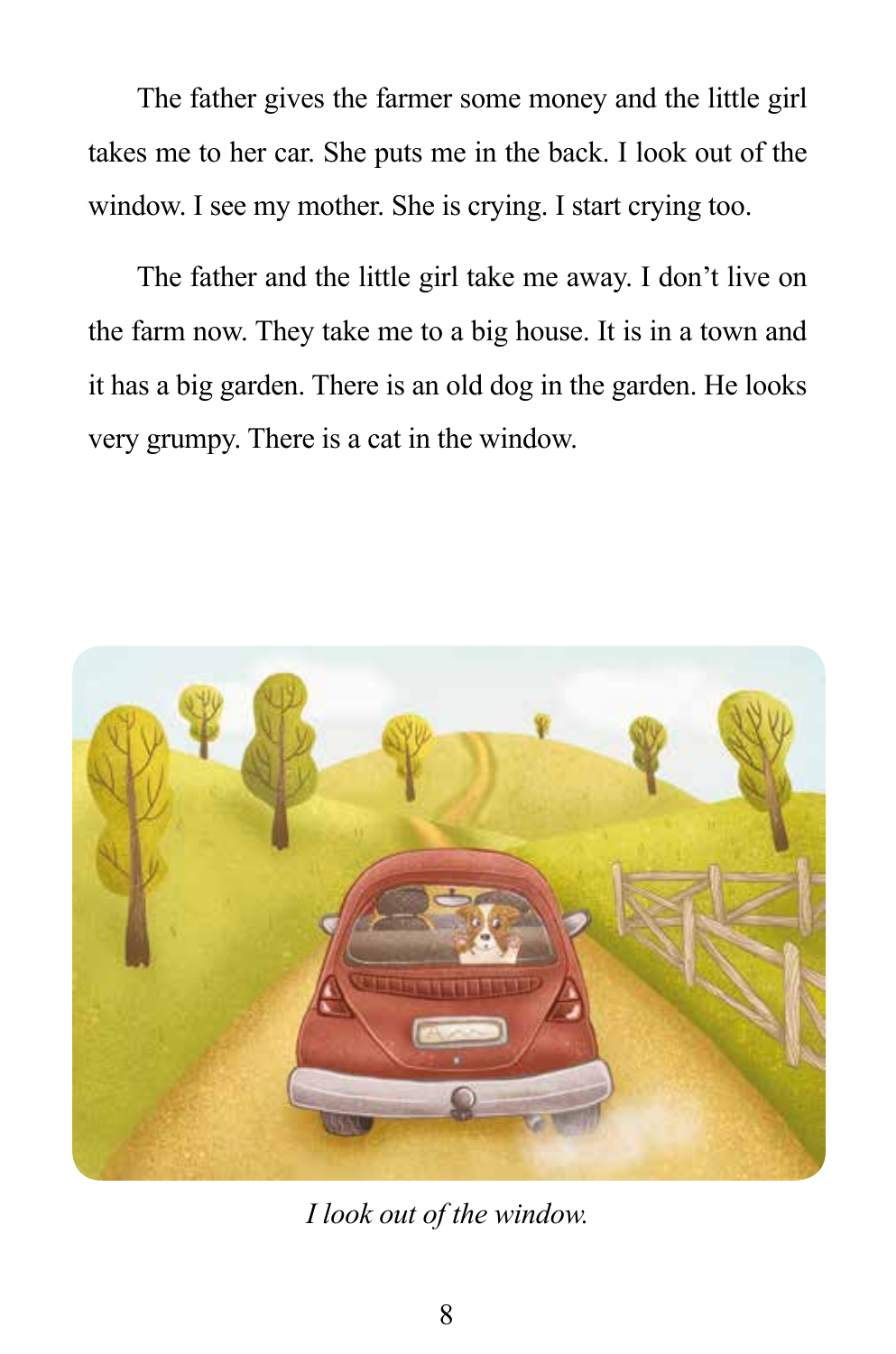The father gives the farmer some money and the little girl takes me to her car. She puts me in the back. I look out of the window. I see my mother. She is crying. I start crying too.

The father and the little girl take me away. I don't live on the farm now. They take me to a big house. It is in a town and it has a big garden. There is an old dog in the garden. He looks very grumpy. There is a cat in the window.

*I look out of the window.*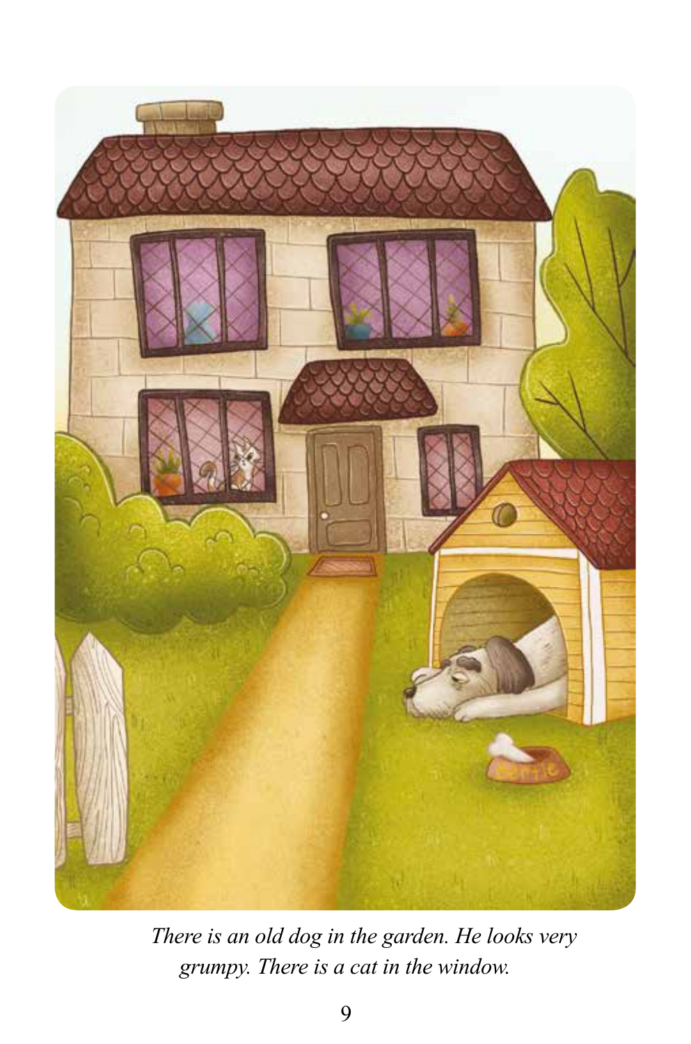*There is an old dog in the garden. He looks very grumpy. There is a cat in the window.*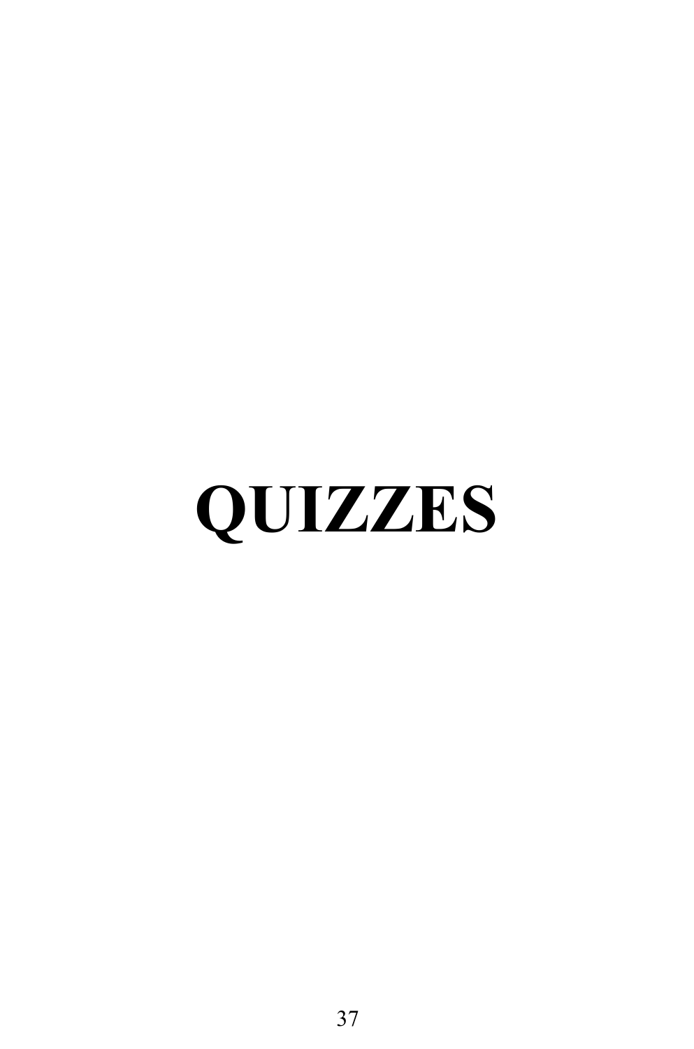# QUIZZES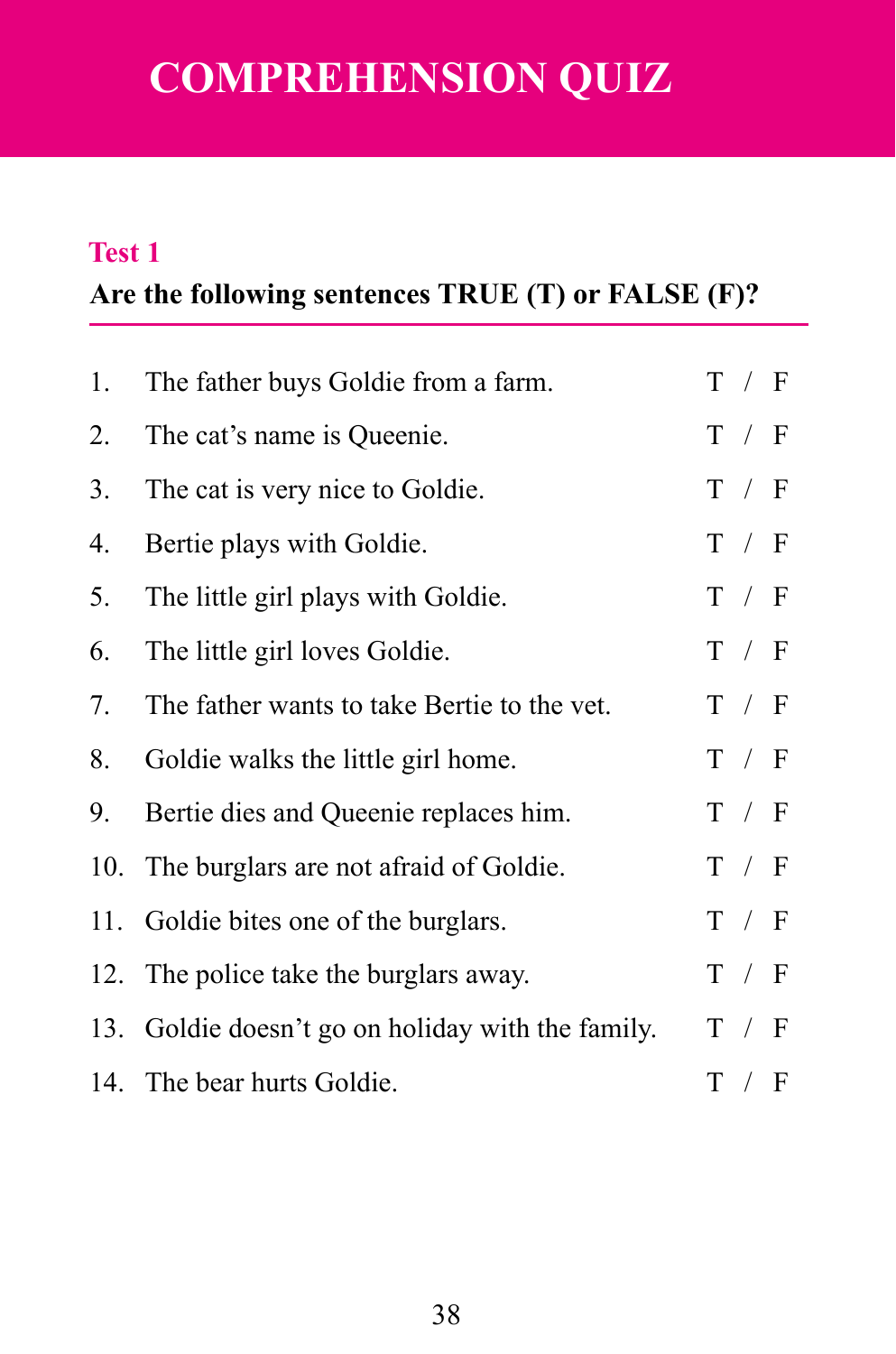# COMPREHENSION QUIZ

## Test 1

**Are the following sentences TRUE (T) or FALSE (F)?**

1. The father buys Goldie from a farm. T / F
2. The cat's name is Queenie. T / F
3. The cat is very nice to Goldie. T / F
4. Bertie plays with Goldie. T / F
5. The little girl plays with Goldie. T / F
6. The little girl loves Goldie. T / F
7. The father wants to take Bertie to the vet. T / F
8. Goldie walks the little girl home. T / F
9. Bertie dies and Queenie replaces him. T / F
10. The burglars are not afraid of Goldie. T / F
11. Goldie bites one of the burglars. T / F
12. The police take the burglars away. T / F
13. Goldie doesn't go on holiday with the family. T / F
14. The bear hurts Goldie. T / F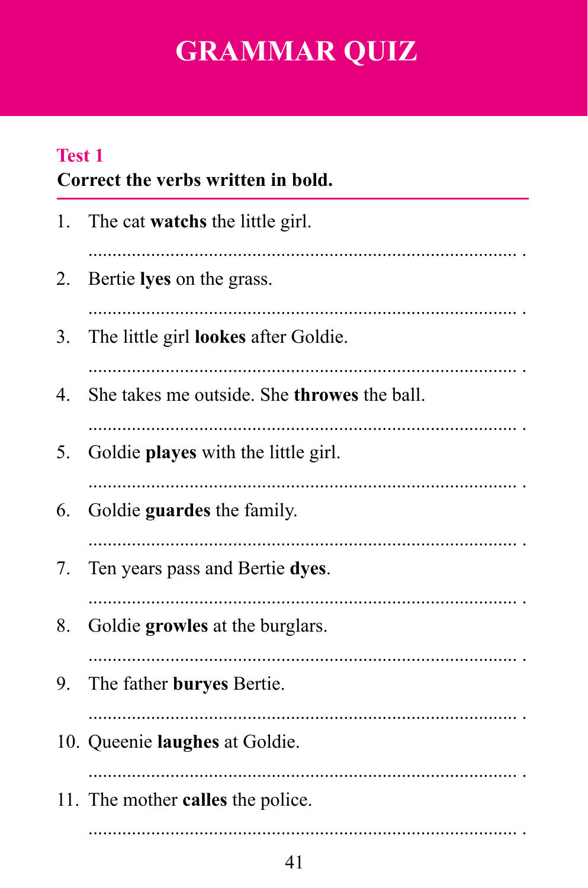# GRAMMAR QUIZ

## Test 1

**Correct the verbs written in bold.**

1. The cat **watchs** the little girl.

   .......................................................................................... .

2. Bertie **lyes** on the grass.

   .......................................................................................... .

3. The little girl **lookes** after Goldie.

   .......................................................................................... .

4. She takes me outside. She **throwes** the ball.

   .......................................................................................... .

5. Goldie **playes** with the little girl.

   .......................................................................................... .

6. Goldie **guardes** the family.

   .......................................................................................... .

7. Ten years pass and Bertie **dyes**.

   .......................................................................................... .

8. Goldie **growles** at the burglars.

   .......................................................................................... .

9. The father **buryes** Bertie.

   .......................................................................................... .

10. Queenie **laughes** at Goldie.

    .......................................................................................... .

11. The mother **calles** the police.

    .......................................................................................... .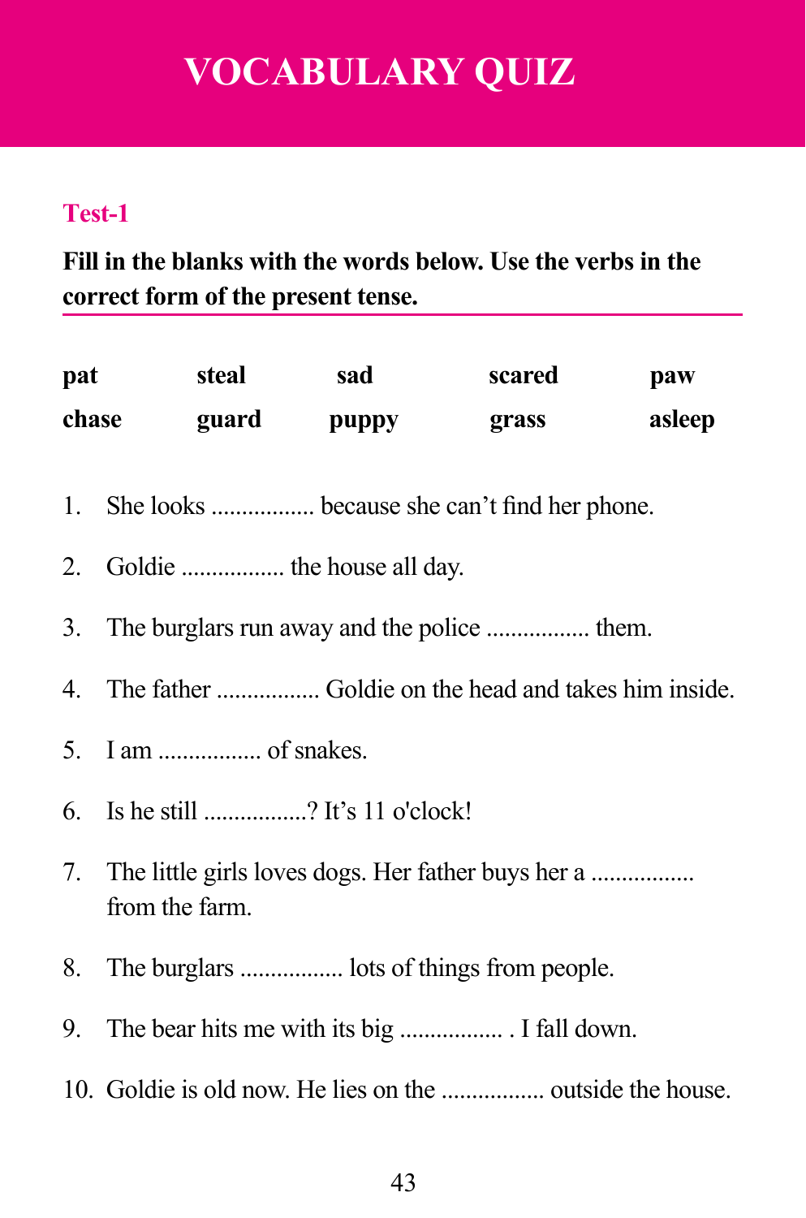# VOCABULARY QUIZ

## Test-1

**Fill in the blanks with the words below. Use the verbs in the correct form of the present tense.**

| | | | | |
|---|---|---|---|---|
| **pat** | **steal** | **sad** | **scared** | **paw** |
| **chase** | **guard** | **puppy** | **grass** | **asleep** |

1. She looks ................. because she can't find her phone.
2. Goldie ................. the house all day.
3. The burglars run away and the police ................. them.
4. The father ................. Goldie on the head and takes him inside.
5. I am ................. of snakes.
6. Is he still .................? It's 11 o'clock!
7. The little girls loves dogs. Her father buys her a ................. from the farm.
8. The burglars ................. lots of things from people.
9. The bear hits me with its big ................. . I fall down.
10. Goldie is old now. He lies on the ................. outside the house.